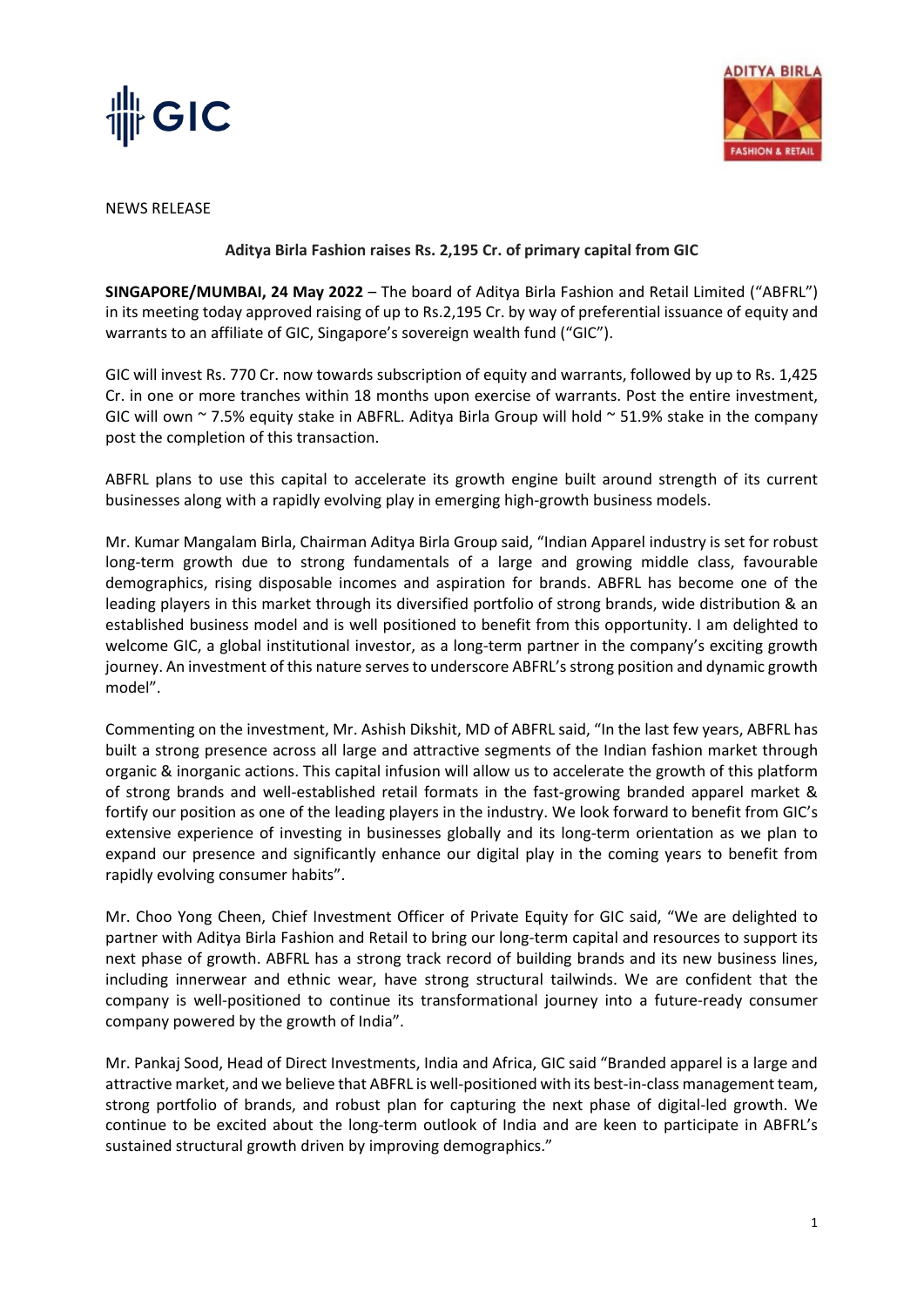NEWS RELEASE

**Aditya Birla Fashion raises Rs. 2,195 Cr. of primary capital from GIC**

**SINGAPORE/MUMBAI, 24 May 2022** – The board of Aditya Birla Fashion and Retail Limited ("ABFRL") in its meeting today approved raising of up to Rs.2,195 Cr. by way of preferential issuance of equity and warrants to an affiliate of GIC, Singapore's sovereign wealth fund ("GIC").

GIC will invest Rs. 770 Cr. now towards subscription of equity and warrants, followed by up to Rs. 1,425 Cr. in one or more tranches within 18 months upon exercise of warrants. Post the entire investment, GIC will own ~ 7.5% equity stake in ABFRL. Aditya Birla Group will hold ~ 51.9% stake in the company post the completion of this transaction.

ABFRL plans to use this capital to accelerate its growth engine built around strength of its current businesses along with a rapidly evolving play in emerging high-growth business models.

Mr. Kumar Mangalam Birla, Chairman Aditya Birla Group said, "Indian Apparel industry is set for robust long-term growth due to strong fundamentals of a large and growing middle class, favourable demographics, rising disposable incomes and aspiration for brands. ABFRL has become one of the leading players in this market through its diversified portfolio of strong brands, wide distribution & an established business model and is well positioned to benefit from this opportunity. I am delighted to welcome GIC, a global institutional investor, as a long-term partner in the company's exciting growth journey. An investment of this nature serves to underscore ABFRL's strong position and dynamic growth model".

Commenting on the investment, Mr. Ashish Dikshit, MD of ABFRL said, "In the last few years, ABFRL has built a strong presence across all large and attractive segments of the Indian fashion market through organic & inorganic actions. This capital infusion will allow us to accelerate the growth of this platform of strong brands and well-established retail formats in the fast-growing branded apparel market & fortify our position as one of the leading players in the industry. We look forward to benefit from GIC's extensive experience of investing in businesses globally and its long-term orientation as we plan to expand our presence and significantly enhance our digital play in the coming years to benefit from rapidly evolving consumer habits".

Mr. Choo Yong Cheen, Chief Investment Officer of Private Equity for GIC said, "We are delighted to partner with Aditya Birla Fashion and Retail to bring our long-term capital and resources to support its next phase of growth. ABFRL has a strong track record of building brands and its new business lines, including innerwear and ethnic wear, have strong structural tailwinds. We are confident that the company is well-positioned to continue its transformational journey into a future-ready consumer company powered by the growth of India".

Mr. Pankaj Sood, Head of Direct Investments, India and Africa, GIC said "Branded apparel is a large and attractive market, and we believe that ABFRL is well-positioned with its best-in-class management team, strong portfolio of brands, and robust plan for capturing the next phase of digital-led growth. We continue to be excited about the long-term outlook of India and are keen to participate in ABFRL's sustained structural growth driven by improving demographics."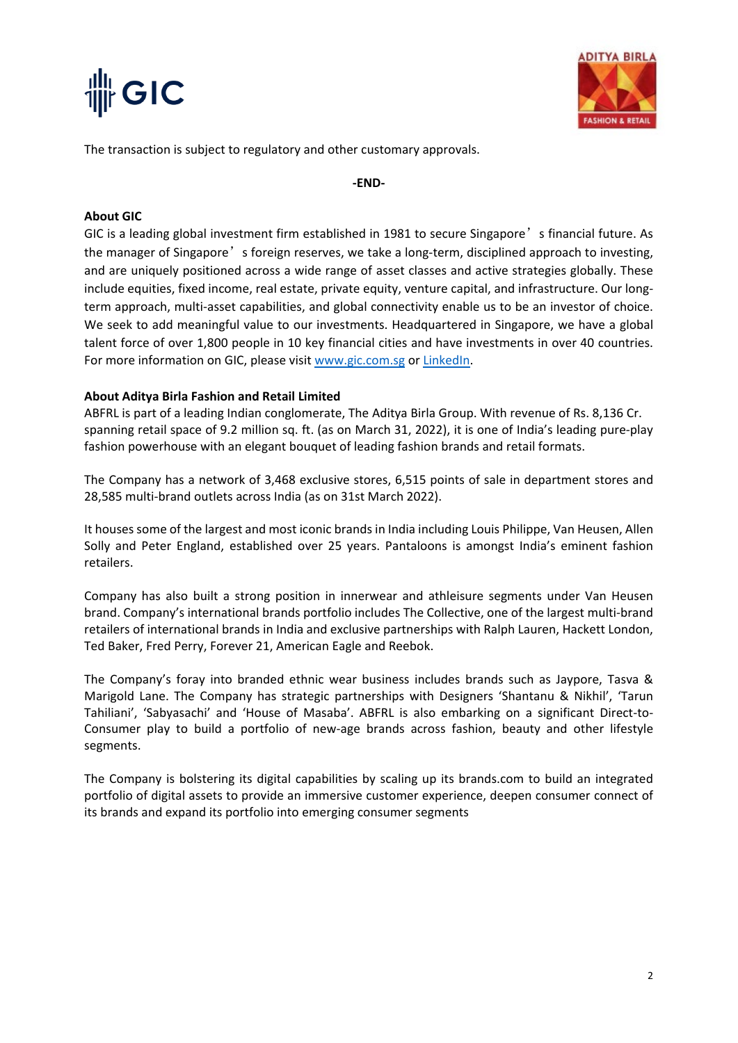The transaction is subject to regulatory and other customary approvals.

**-END-**

**About GIC**

GIC is a leading global investment firm established in 1981 to secure Singapore's financial future. As the manager of Singapore's foreign reserves, we take a long-term, disciplined approach to investing, and are uniquely positioned across a wide range of asset classes and active strategies globally. These include equities, fixed income, real estate, private equity, venture capital, and infrastructure. Our long-term approach, multi-asset capabilities, and global connectivity enable us to be an investor of choice. We seek to add meaningful value to our investments. Headquartered in Singapore, we have a global talent force of over 1,800 people in 10 key financial cities and have investments in over 40 countries. For more information on GIC, please visit [www.gic.com.sg](http://www.gic.com.sg) or [LinkedIn](LinkedIn).

**About Aditya Birla Fashion and Retail Limited**

ABFRL is part of a leading Indian conglomerate, The Aditya Birla Group. With revenue of Rs. 8,136 Cr. spanning retail space of 9.2 million sq. ft. (as on March 31, 2022), it is one of India's leading pure-play fashion powerhouse with an elegant bouquet of leading fashion brands and retail formats.

The Company has a network of 3,468 exclusive stores, 6,515 points of sale in department stores and 28,585 multi-brand outlets across India (as on 31st March 2022).

It houses some of the largest and most iconic brands in India including Louis Philippe, Van Heusen, Allen Solly and Peter England, established over 25 years. Pantaloons is amongst India's eminent fashion retailers.

Company has also built a strong position in innerwear and athleisure segments under Van Heusen brand. Company's international brands portfolio includes The Collective, one of the largest multi-brand retailers of international brands in India and exclusive partnerships with Ralph Lauren, Hackett London, Ted Baker, Fred Perry, Forever 21, American Eagle and Reebok.

The Company's foray into branded ethnic wear business includes brands such as Jaypore, Tasva & Marigold Lane. The Company has strategic partnerships with Designers 'Shantanu & Nikhil', 'Tarun Tahiliani', 'Sabyasachi' and 'House of Masaba'. ABFRL is also embarking on a significant Direct-to-Consumer play to build a portfolio of new-age brands across fashion, beauty and other lifestyle segments.

The Company is bolstering its digital capabilities by scaling up its brands.com to build an integrated portfolio of digital assets to provide an immersive customer experience, deepen consumer connect of its brands and expand its portfolio into emerging consumer segments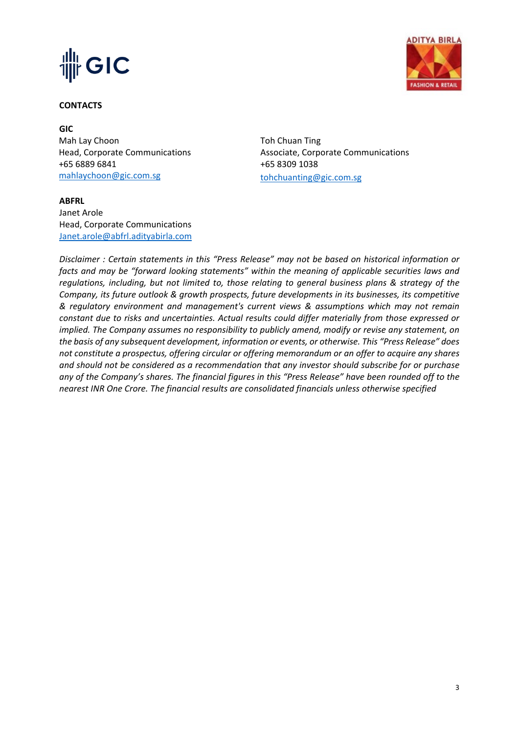**CONTACTS**

**GIC**

Mah Lay Choon
Head, Corporate Communications
+65 6889 6841
mahlaychoon@gic.com.sg

Toh Chuan Ting
Associate, Corporate Communications
+65 8309 1038
tohchuanting@gic.com.sg

**ABFRL**

Janet Arole
Head, Corporate Communications
Janet.arole@abfrl.adityabirla.com

*Disclaimer : Certain statements in this "Press Release" may not be based on historical information or facts and may be "forward looking statements" within the meaning of applicable securities laws and regulations, including, but not limited to, those relating to general business plans & strategy of the Company, its future outlook & growth prospects, future developments in its businesses, its competitive & regulatory environment and management's current views & assumptions which may not remain constant due to risks and uncertainties. Actual results could differ materially from those expressed or implied. The Company assumes no responsibility to publicly amend, modify or revise any statement, on the basis of any subsequent development, information or events, or otherwise. This "Press Release" does not constitute a prospectus, offering circular or offering memorandum or an offer to acquire any shares and should not be considered as a recommendation that any investor should subscribe for or purchase any of the Company's shares. The financial figures in this "Press Release" have been rounded off to the nearest INR One Crore. The financial results are consolidated financials unless otherwise specified*